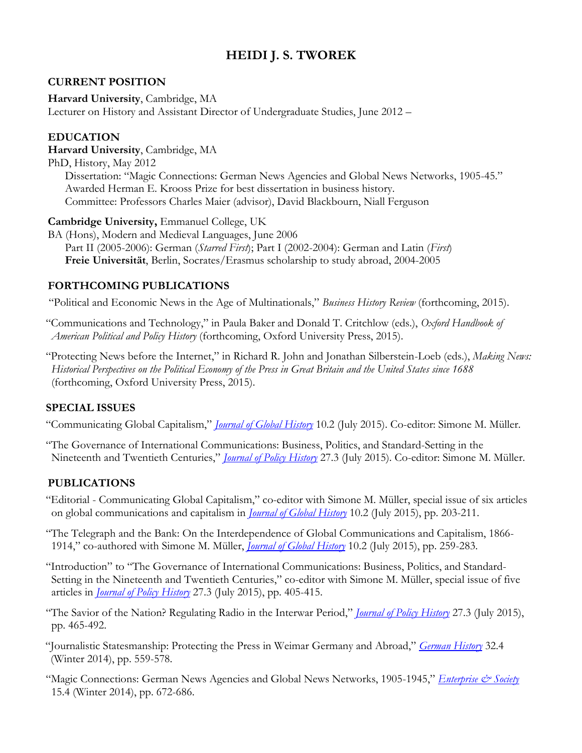# HEIDI J. S. TWOREK

## CURRENT POSITION

**Harvard University**, Cambridge, MA
Lecturer on History and Assistant Director of Undergraduate Studies, June 2012 –

## EDUCATION

**Harvard University**, Cambridge, MA
PhD, History, May 2012
Dissertation: "Magic Connections: German News Agencies and Global News Networks, 1905-45."
Awarded Herman E. Krooss Prize for best dissertation in business history.
Committee: Professors Charles Maier (advisor), David Blackbourn, Niall Ferguson

**Cambridge University,** Emmanuel College, UK
BA (Hons), Modern and Medieval Languages, June 2006
Part II (2005-2006): German (*Starred First*); Part I (2002-2004): German and Latin (*First*)
**Freie Universität**, Berlin, Socrates/Erasmus scholarship to study abroad, 2004-2005

## FORTHCOMING PUBLICATIONS

"Political and Economic News in the Age of Multinationals," *Business History Review* (forthcoming, 2015).

"Communications and Technology," in Paula Baker and Donald T. Critchlow (eds.), *Oxford Handbook of American Political and Policy History* (forthcoming, Oxford University Press, 2015).

"Protecting News before the Internet," in Richard R. John and Jonathan Silberstein-Loeb (eds.), *Making News: Historical Perspectives on the Political Economy of the Press in Great Britain and the United States since 1688* (forthcoming, Oxford University Press, 2015).

## SPECIAL ISSUES

"Communicating Global Capitalism," *Journal of Global History* 10.2 (July 2015). Co-editor: Simone M. Müller.

"The Governance of International Communications: Business, Politics, and Standard-Setting in the Nineteenth and Twentieth Centuries," *Journal of Policy History* 27.3 (July 2015). Co-editor: Simone M. Müller.

## PUBLICATIONS

"Editorial - Communicating Global Capitalism," co-editor with Simone M. Müller, special issue of six articles on global communications and capitalism in *Journal of Global History* 10.2 (July 2015), pp. 203-211.

"The Telegraph and the Bank: On the Interdependence of Global Communications and Capitalism, 1866-1914," co-authored with Simone M. Müller, *Journal of Global History* 10.2 (July 2015), pp. 259-283.

"Introduction" to "The Governance of International Communications: Business, Politics, and Standard-Setting in the Nineteenth and Twentieth Centuries," co-editor with Simone M. Müller, special issue of five articles in *Journal of Policy History* 27.3 (July 2015), pp. 405-415.

"The Savior of the Nation? Regulating Radio in the Interwar Period," *Journal of Policy History* 27.3 (July 2015), pp. 465-492.

"Journalistic Statesmanship: Protecting the Press in Weimar Germany and Abroad," *German History* 32.4 (Winter 2014), pp. 559-578.

"Magic Connections: German News Agencies and Global News Networks, 1905-1945," *Enterprise & Society* 15.4 (Winter 2014), pp. 672-686.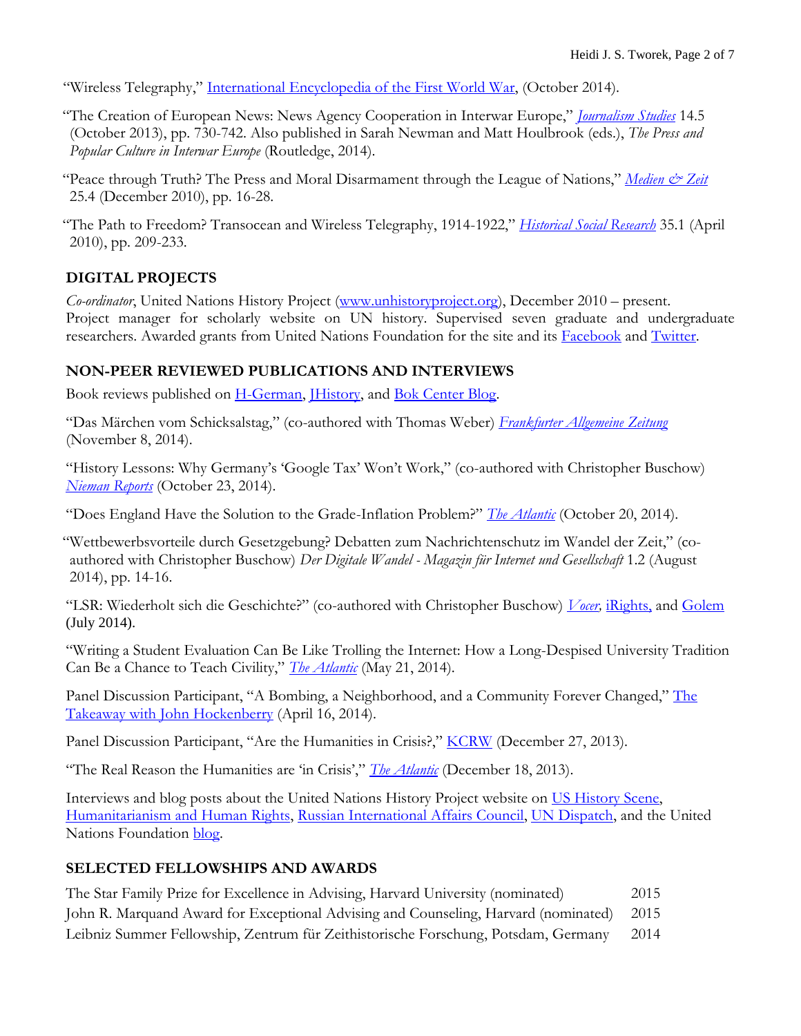"Wireless Telegraphy," International Encyclopedia of the First World War, (October 2014).

"The Creation of European News: News Agency Cooperation in Interwar Europe," *Journalism Studies* 14.5 (October 2013), pp. 730-742. Also published in Sarah Newman and Matt Houlbrook (eds.), *The Press and Popular Culture in Interwar Europe* (Routledge, 2014).

"Peace through Truth? The Press and Moral Disarmament through the League of Nations," *Medien & Zeit* 25.4 (December 2010), pp. 16-28.

"The Path to Freedom? Transocean and Wireless Telegraphy, 1914-1922," *Historical Social Research* 35.1 (April 2010), pp. 209-233.

## DIGITAL PROJECTS

*Co-ordinator*, United Nations History Project (www.unhistoryproject.org), December 2010 – present. Project manager for scholarly website on UN history. Supervised seven graduate and undergraduate researchers. Awarded grants from United Nations Foundation for the site and its Facebook and Twitter.

## NON-PEER REVIEWED PUBLICATIONS AND INTERVIEWS

Book reviews published on H-German, JHistory, and Bok Center Blog.

"Das Märchen vom Schicksalstag," (co-authored with Thomas Weber) *Frankfurter Allgemeine Zeitung* (November 8, 2014).

"History Lessons: Why Germany's 'Google Tax' Won't Work," (co-authored with Christopher Buschow) *Nieman Reports* (October 23, 2014).

"Does England Have the Solution to the Grade-Inflation Problem?" *The Atlantic* (October 20, 2014).

"Wettbewerbsvorteile durch Gesetzgebung? Debatten zum Nachrichtenschutz im Wandel der Zeit," (co-authored with Christopher Buschow) *Der Digitale Wandel - Magazin für Internet und Gesellschaft* 1.2 (August 2014), pp. 14-16.

"LSR: Wiederholt sich die Geschichte?" (co-authored with Christopher Buschow) *Vocer,* iRights, and Golem (July 2014).

"Writing a Student Evaluation Can Be Like Trolling the Internet: How a Long-Despised University Tradition Can Be a Chance to Teach Civility," *The Atlantic* (May 21, 2014).

Panel Discussion Participant, "A Bombing, a Neighborhood, and a Community Forever Changed," The Takeaway with John Hockenberry (April 16, 2014).

Panel Discussion Participant, "Are the Humanities in Crisis?," KCRW (December 27, 2013).

"The Real Reason the Humanities are 'in Crisis'," *The Atlantic* (December 18, 2013).

Interviews and blog posts about the United Nations History Project website on US History Scene, Humanitarianism and Human Rights, Russian International Affairs Council, UN Dispatch, and the United Nations Foundation blog.

## SELECTED FELLOWSHIPS AND AWARDS

| | |
|---|---|
| The Star Family Prize for Excellence in Advising, Harvard University (nominated) | 2015 |
| John R. Marquand Award for Exceptional Advising and Counseling, Harvard (nominated) | 2015 |
| Leibniz Summer Fellowship, Zentrum für Zeithistorische Forschung, Potsdam, Germany | 2014 |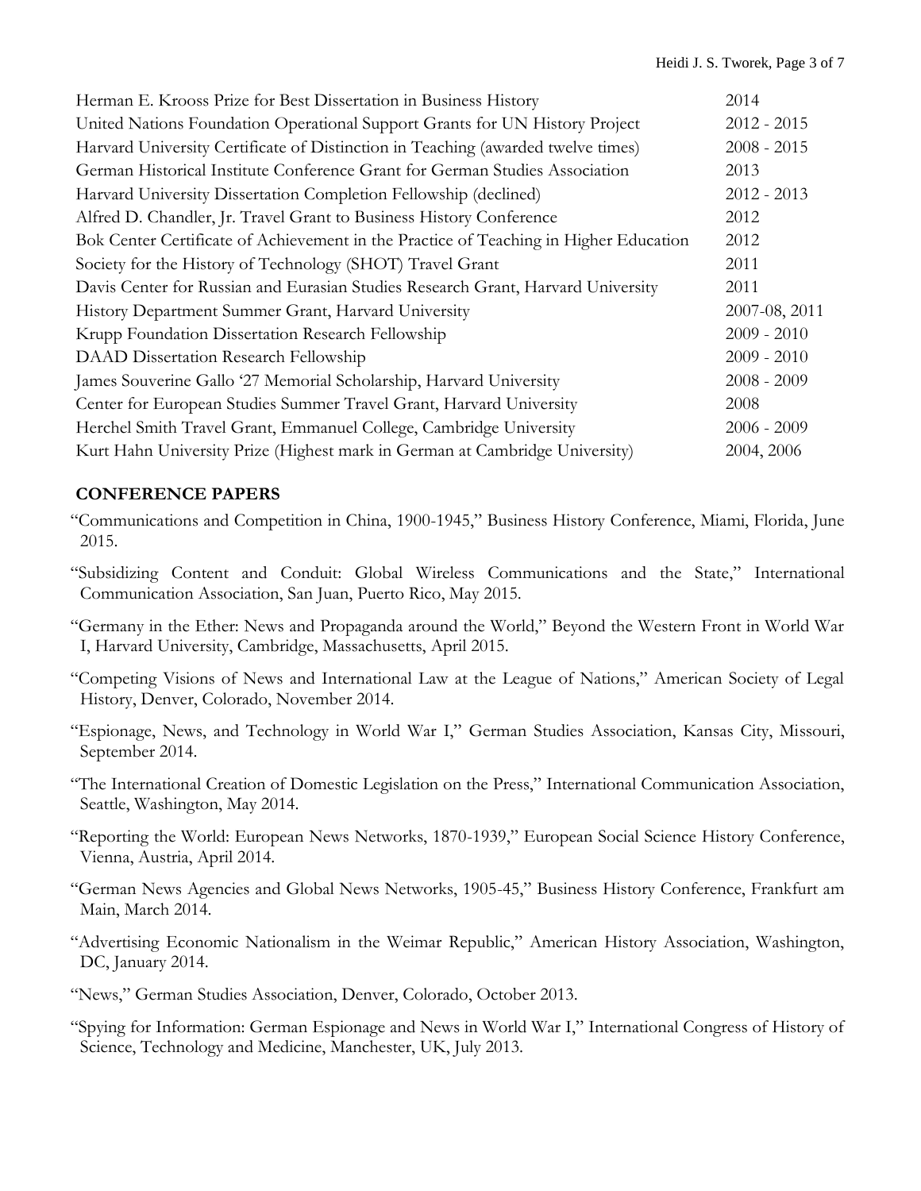| | |
|---|---|
| Herman E. Krooss Prize for Best Dissertation in Business History | 2014 |
| United Nations Foundation Operational Support Grants for UN History Project | 2012 - 2015 |
| Harvard University Certificate of Distinction in Teaching (awarded twelve times) | 2008 - 2015 |
| German Historical Institute Conference Grant for German Studies Association | 2013 |
| Harvard University Dissertation Completion Fellowship (declined) | 2012 - 2013 |
| Alfred D. Chandler, Jr. Travel Grant to Business History Conference | 2012 |
| Bok Center Certificate of Achievement in the Practice of Teaching in Higher Education | 2012 |
| Society for the History of Technology (SHOT) Travel Grant | 2011 |
| Davis Center for Russian and Eurasian Studies Research Grant, Harvard University | 2011 |
| History Department Summer Grant, Harvard University | 2007-08, 2011 |
| Krupp Foundation Dissertation Research Fellowship | 2009 - 2010 |
| DAAD Dissertation Research Fellowship | 2009 - 2010 |
| James Souverine Gallo '27 Memorial Scholarship, Harvard University | 2008 - 2009 |
| Center for European Studies Summer Travel Grant, Harvard University | 2008 |
| Herchel Smith Travel Grant, Emmanuel College, Cambridge University | 2006 - 2009 |
| Kurt Hahn University Prize (Highest mark in German at Cambridge University) | 2004, 2006 |

## CONFERENCE PAPERS

"Communications and Competition in China, 1900-1945," Business History Conference, Miami, Florida, June 2015.

"Subsidizing Content and Conduit: Global Wireless Communications and the State," International Communication Association, San Juan, Puerto Rico, May 2015.

"Germany in the Ether: News and Propaganda around the World," Beyond the Western Front in World War I, Harvard University, Cambridge, Massachusetts, April 2015.

"Competing Visions of News and International Law at the League of Nations," American Society of Legal History, Denver, Colorado, November 2014.

"Espionage, News, and Technology in World War I," German Studies Association, Kansas City, Missouri, September 2014.

"The International Creation of Domestic Legislation on the Press," International Communication Association, Seattle, Washington, May 2014.

"Reporting the World: European News Networks, 1870-1939," European Social Science History Conference, Vienna, Austria, April 2014.

"German News Agencies and Global News Networks, 1905-45," Business History Conference, Frankfurt am Main, March 2014.

"Advertising Economic Nationalism in the Weimar Republic," American History Association, Washington, DC, January 2014.

"News," German Studies Association, Denver, Colorado, October 2013.

"Spying for Information: German Espionage and News in World War I," International Congress of History of Science, Technology and Medicine, Manchester, UK, July 2013.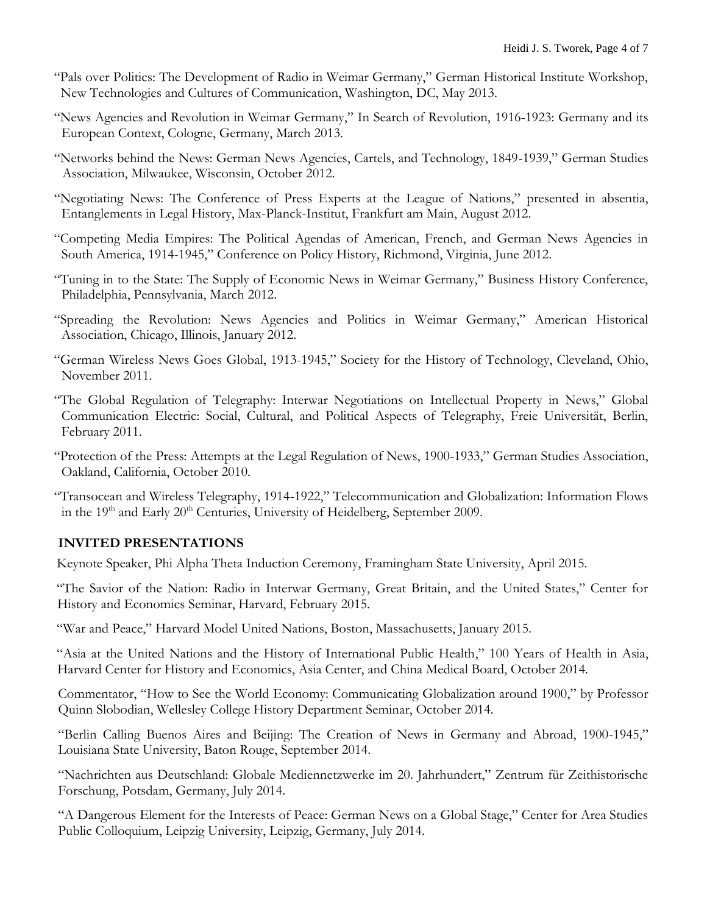"Pals over Politics: The Development of Radio in Weimar Germany," German Historical Institute Workshop, New Technologies and Cultures of Communication, Washington, DC, May 2013.

"News Agencies and Revolution in Weimar Germany," In Search of Revolution, 1916-1923: Germany and its European Context, Cologne, Germany, March 2013.

"Networks behind the News: German News Agencies, Cartels, and Technology, 1849-1939," German Studies Association, Milwaukee, Wisconsin, October 2012.

"Negotiating News: The Conference of Press Experts at the League of Nations," presented in absentia, Entanglements in Legal History, Max-Planck-Institut, Frankfurt am Main, August 2012.

"Competing Media Empires: The Political Agendas of American, French, and German News Agencies in South America, 1914-1945," Conference on Policy History, Richmond, Virginia, June 2012.

"Tuning in to the State: The Supply of Economic News in Weimar Germany," Business History Conference, Philadelphia, Pennsylvania, March 2012.

"Spreading the Revolution: News Agencies and Politics in Weimar Germany," American Historical Association, Chicago, Illinois, January 2012.

"German Wireless News Goes Global, 1913-1945," Society for the History of Technology, Cleveland, Ohio, November 2011.

"The Global Regulation of Telegraphy: Interwar Negotiations on Intellectual Property in News," Global Communication Electric: Social, Cultural, and Political Aspects of Telegraphy, Freie Universität, Berlin, February 2011.

"Protection of the Press: Attempts at the Legal Regulation of News, 1900-1933," German Studies Association, Oakland, California, October 2010.

"Transocean and Wireless Telegraphy, 1914-1922," Telecommunication and Globalization: Information Flows in the 19th and Early 20th Centuries, University of Heidelberg, September 2009.

## INVITED PRESENTATIONS

Keynote Speaker, Phi Alpha Theta Induction Ceremony, Framingham State University, April 2015.

"The Savior of the Nation: Radio in Interwar Germany, Great Britain, and the United States," Center for History and Economics Seminar, Harvard, February 2015.

"War and Peace," Harvard Model United Nations, Boston, Massachusetts, January 2015.

"Asia at the United Nations and the History of International Public Health," 100 Years of Health in Asia, Harvard Center for History and Economics, Asia Center, and China Medical Board, October 2014.

Commentator, "How to See the World Economy: Communicating Globalization around 1900," by Professor Quinn Slobodian, Wellesley College History Department Seminar, October 2014.

"Berlin Calling Buenos Aires and Beijing: The Creation of News in Germany and Abroad, 1900-1945," Louisiana State University, Baton Rouge, September 2014.

"Nachrichten aus Deutschland: Globale Mediennetzwerke im 20. Jahrhundert," Zentrum für Zeithistorische Forschung, Potsdam, Germany, July 2014.

"A Dangerous Element for the Interests of Peace: German News on a Global Stage," Center for Area Studies Public Colloquium, Leipzig University, Leipzig, Germany, July 2014.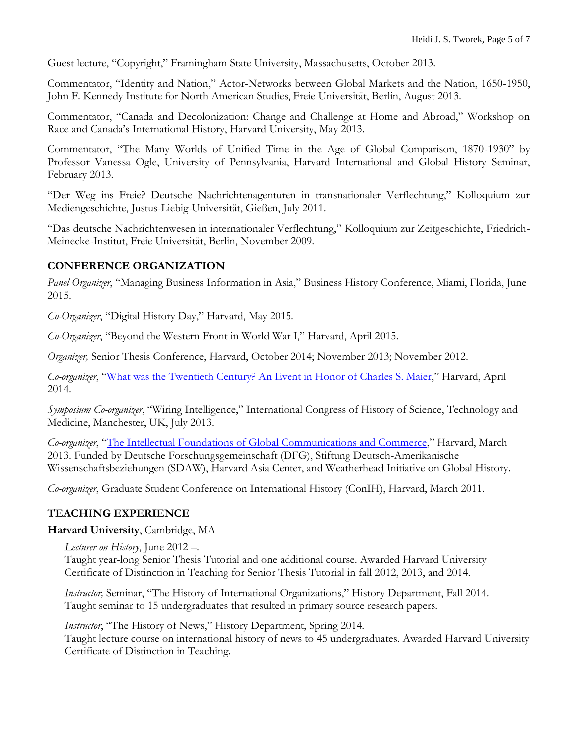Guest lecture, "Copyright," Framingham State University, Massachusetts, October 2013.

Commentator, "Identity and Nation," Actor-Networks between Global Markets and the Nation, 1650-1950, John F. Kennedy Institute for North American Studies, Freie Universität, Berlin, August 2013.

Commentator, "Canada and Decolonization: Change and Challenge at Home and Abroad," Workshop on Race and Canada's International History, Harvard University, May 2013.

Commentator, "The Many Worlds of Unified Time in the Age of Global Comparison, 1870-1930" by Professor Vanessa Ogle, University of Pennsylvania, Harvard International and Global History Seminar, February 2013.

"Der Weg ins Freie? Deutsche Nachrichtenagenturen in transnationaler Verflechtung," Kolloquium zur Mediengeschichte, Justus-Liebig-Universität, Gießen, July 2011.

"Das deutsche Nachrichtenwesen in internationaler Verflechtung," Kolloquium zur Zeitgeschichte, Friedrich-Meinecke-Institut, Freie Universität, Berlin, November 2009.

## CONFERENCE ORGANIZATION

*Panel Organizer*, "Managing Business Information in Asia," Business History Conference, Miami, Florida, June 2015.

*Co-Organizer*, "Digital History Day," Harvard, May 2015.

*Co-Organizer*, "Beyond the Western Front in World War I," Harvard, April 2015.

*Organizer,* Senior Thesis Conference, Harvard, October 2014; November 2013; November 2012.

*Co-organizer*, "What was the Twentieth Century? An Event in Honor of Charles S. Maier," Harvard, April 2014.

*Symposium Co-organizer*, "Wiring Intelligence," International Congress of History of Science, Technology and Medicine, Manchester, UK, July 2013.

*Co-organizer*, "The Intellectual Foundations of Global Communications and Commerce," Harvard, March 2013. Funded by Deutsche Forschungsgemeinschaft (DFG), Stiftung Deutsch-Amerikanische Wissenschaftsbeziehungen (SDAW), Harvard Asia Center, and Weatherhead Initiative on Global History.

*Co-organizer*, Graduate Student Conference on International History (ConIH), Harvard, March 2011.

## TEACHING EXPERIENCE

**Harvard University**, Cambridge, MA

*Lecturer on History*, June 2012 –.
Taught year-long Senior Thesis Tutorial and one additional course. Awarded Harvard University Certificate of Distinction in Teaching for Senior Thesis Tutorial in fall 2012, 2013, and 2014.

*Instructor,* Seminar, "The History of International Organizations," History Department, Fall 2014. Taught seminar to 15 undergraduates that resulted in primary source research papers.

*Instructor*, "The History of News," History Department, Spring 2014.
Taught lecture course on international history of news to 45 undergraduates. Awarded Harvard University Certificate of Distinction in Teaching.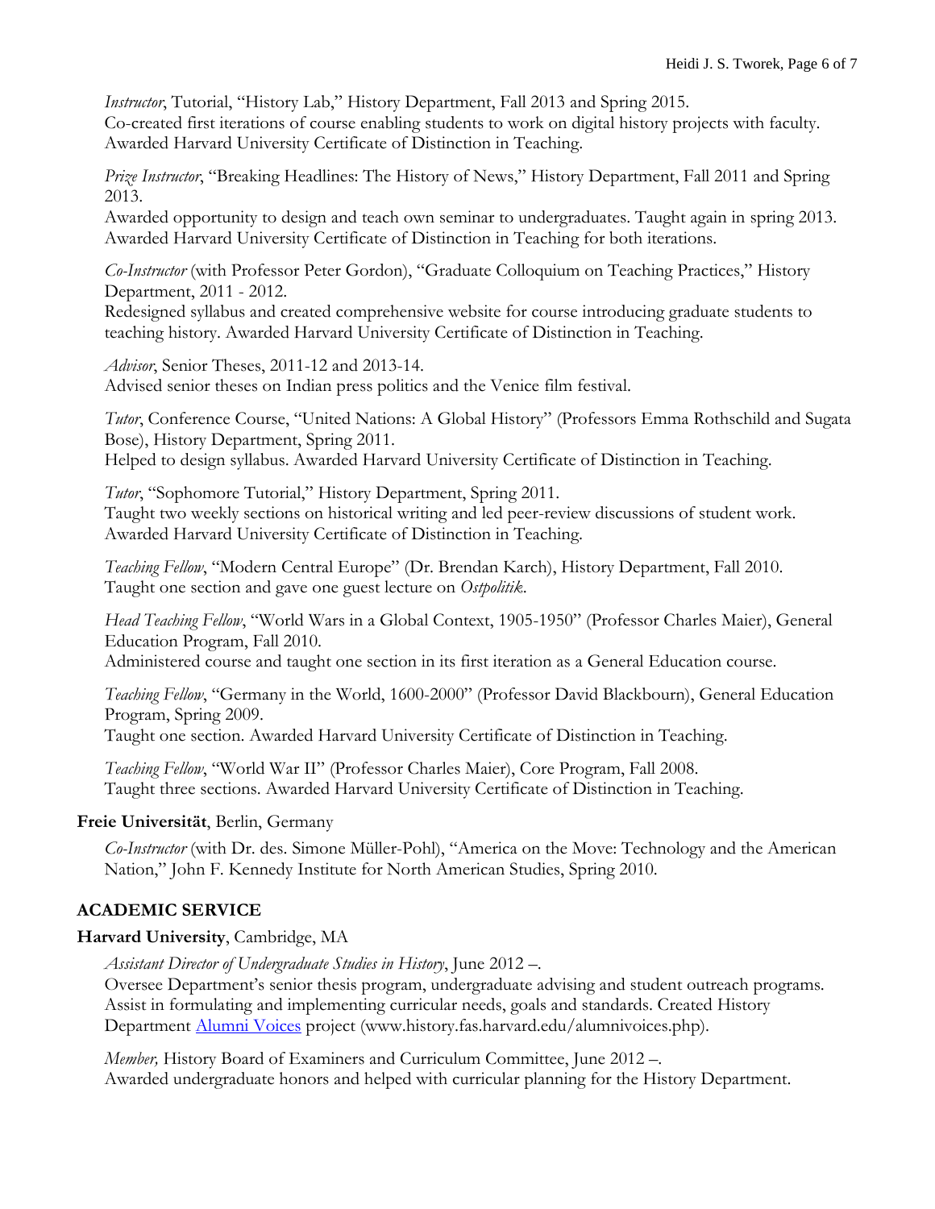*Instructor*, Tutorial, "History Lab," History Department, Fall 2013 and Spring 2015.
Co-created first iterations of course enabling students to work on digital history projects with faculty. Awarded Harvard University Certificate of Distinction in Teaching.

*Prize Instructor*, "Breaking Headlines: The History of News," History Department, Fall 2011 and Spring 2013.
Awarded opportunity to design and teach own seminar to undergraduates. Taught again in spring 2013. Awarded Harvard University Certificate of Distinction in Teaching for both iterations.

*Co-Instructor* (with Professor Peter Gordon), "Graduate Colloquium on Teaching Practices," History Department, 2011 - 2012.
Redesigned syllabus and created comprehensive website for course introducing graduate students to teaching history. Awarded Harvard University Certificate of Distinction in Teaching.

*Advisor*, Senior Theses, 2011-12 and 2013-14.
Advised senior theses on Indian press politics and the Venice film festival.

*Tutor*, Conference Course, "United Nations: A Global History" (Professors Emma Rothschild and Sugata Bose), History Department, Spring 2011.
Helped to design syllabus. Awarded Harvard University Certificate of Distinction in Teaching.

*Tutor*, "Sophomore Tutorial," History Department, Spring 2011.
Taught two weekly sections on historical writing and led peer-review discussions of student work. Awarded Harvard University Certificate of Distinction in Teaching.

*Teaching Fellow*, "Modern Central Europe" (Dr. Brendan Karch), History Department, Fall 2010.
Taught one section and gave one guest lecture on *Ostpolitik*.

*Head Teaching Fellow*, "World Wars in a Global Context, 1905-1950" (Professor Charles Maier), General Education Program, Fall 2010.
Administered course and taught one section in its first iteration as a General Education course.

*Teaching Fellow*, "Germany in the World, 1600-2000" (Professor David Blackbourn), General Education Program, Spring 2009.
Taught one section. Awarded Harvard University Certificate of Distinction in Teaching.

*Teaching Fellow*, "World War II" (Professor Charles Maier), Core Program, Fall 2008.
Taught three sections. Awarded Harvard University Certificate of Distinction in Teaching.

**Freie Universität**, Berlin, Germany

*Co-Instructor* (with Dr. des. Simone Müller-Pohl), "America on the Move: Technology and the American Nation," John F. Kennedy Institute for North American Studies, Spring 2010.

## ACADEMIC SERVICE

**Harvard University**, Cambridge, MA

*Assistant Director of Undergraduate Studies in History*, June 2012 –.
Oversee Department's senior thesis program, undergraduate advising and student outreach programs. Assist in formulating and implementing curricular needs, goals and standards. Created History Department [Alumni Voices](www.history.fas.harvard.edu/alumnivoices.php) project (www.history.fas.harvard.edu/alumnivoices.php).

*Member,* History Board of Examiners and Curriculum Committee, June 2012 –.
Awarded undergraduate honors and helped with curricular planning for the History Department.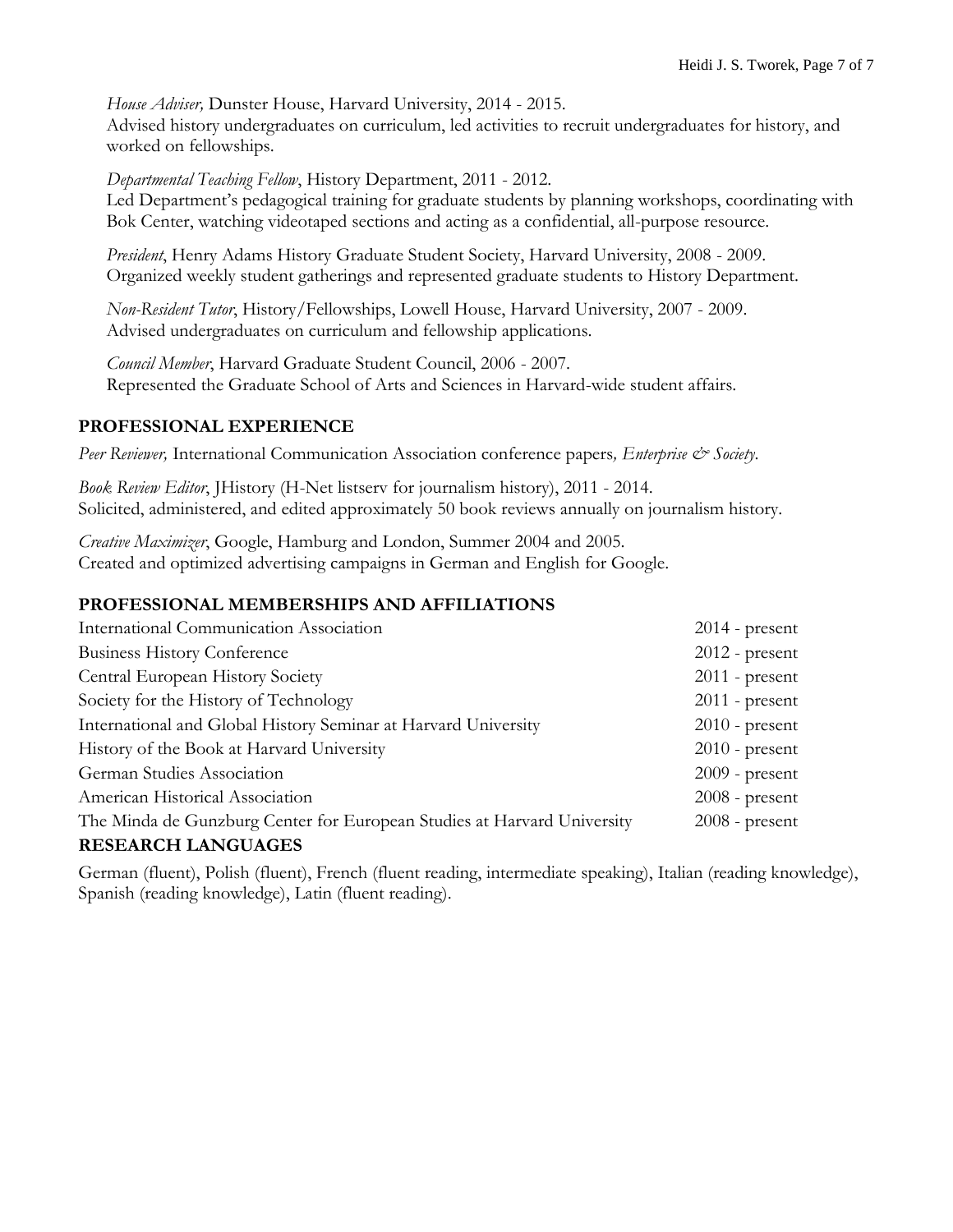*House Adviser,* Dunster House, Harvard University, 2014 - 2015.
Advised history undergraduates on curriculum, led activities to recruit undergraduates for history, and worked on fellowships.

*Departmental Teaching Fellow*, History Department, 2011 - 2012.
Led Department's pedagogical training for graduate students by planning workshops, coordinating with Bok Center, watching videotaped sections and acting as a confidential, all-purpose resource.

*President*, Henry Adams History Graduate Student Society, Harvard University, 2008 - 2009.
Organized weekly student gatherings and represented graduate students to History Department.

*Non-Resident Tutor*, History/Fellowships, Lowell House, Harvard University, 2007 - 2009.
Advised undergraduates on curriculum and fellowship applications.

*Council Member*, Harvard Graduate Student Council, 2006 - 2007.
Represented the Graduate School of Arts and Sciences in Harvard-wide student affairs.

## PROFESSIONAL EXPERIENCE

*Peer Reviewer,* International Communication Association conference papers*, Enterprise & Society.*

*Book Review Editor*, JHistory (H-Net listserv for journalism history), 2011 - 2014.
Solicited, administered, and edited approximately 50 book reviews annually on journalism history.

*Creative Maximizer*, Google, Hamburg and London, Summer 2004 and 2005.
Created and optimized advertising campaigns in German and English for Google.

## PROFESSIONAL MEMBERSHIPS AND AFFILIATIONS

| | |
|---|---|
| International Communication Association | 2014 - present |
| Business History Conference | 2012 - present |
| Central European History Society | 2011 - present |
| Society for the History of Technology | 2011 - present |
| International and Global History Seminar at Harvard University | 2010 - present |
| History of the Book at Harvard University | 2010 - present |
| German Studies Association | 2009 - present |
| American Historical Association | 2008 - present |
| The Minda de Gunzburg Center for European Studies at Harvard University | 2008 - present |

## RESEARCH LANGUAGES

German (fluent), Polish (fluent), French (fluent reading, intermediate speaking), Italian (reading knowledge), Spanish (reading knowledge), Latin (fluent reading).